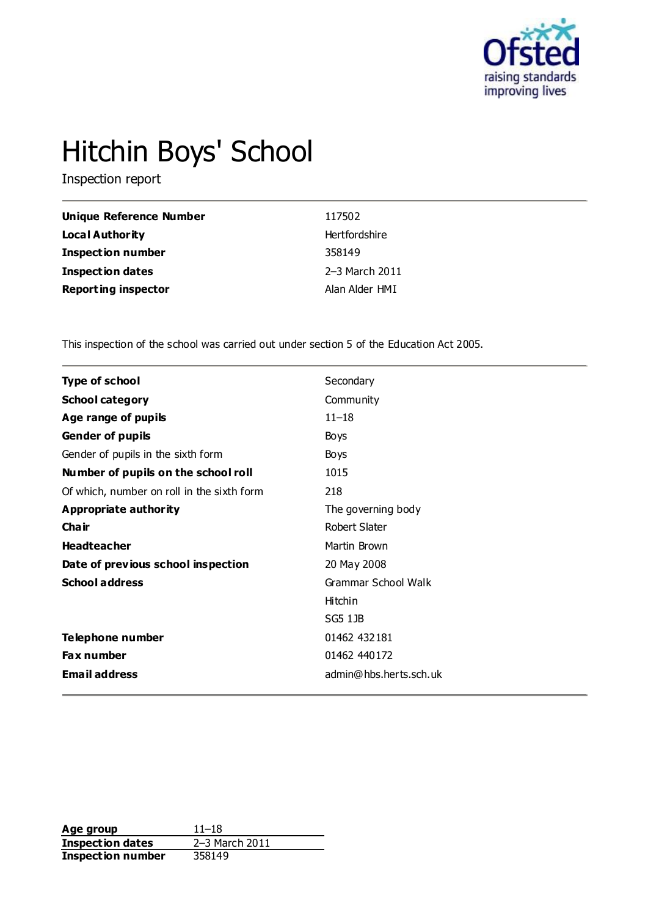# Hitchin Boys' School

Inspection report

| | |
|---|---|
| **Unique Reference Number** | 117502 |
| **Local Authority** | Hertfordshire |
| **Inspection number** | 358149 |
| **Inspection dates** | 2–3 March 2011 |
| **Reporting inspector** | Alan Alder HMI |

This inspection of the school was carried out under section 5 of the Education Act 2005.

| | |
|---|---|
| **Type of school** | Secondary |
| **School category** | Community |
| **Age range of pupils** | 11–18 |
| **Gender of pupils** | Boys |
| Gender of pupils in the sixth form | Boys |
| **Number of pupils on the school roll** | 1015 |
| Of which, number on roll in the sixth form | 218 |
| **Appropriate authority** | The governing body |
| **Chair** | Robert Slater |
| **Headteacher** | Martin Brown |
| **Date of previous school inspection** | 20 May 2008 |
| **School address** | Grammar School Walk<br>Hitchin<br>SG5 1JB |
| **Telephone number** | 01462 432181 |
| **Fax number** | 01462 440172 |
| **Email address** | admin@hbs.herts.sch.uk |

| | |
|---|---|
| **Age group** | 11–18 |
| **Inspection dates** | 2–3 March 2011 |
| **Inspection number** | 358149 |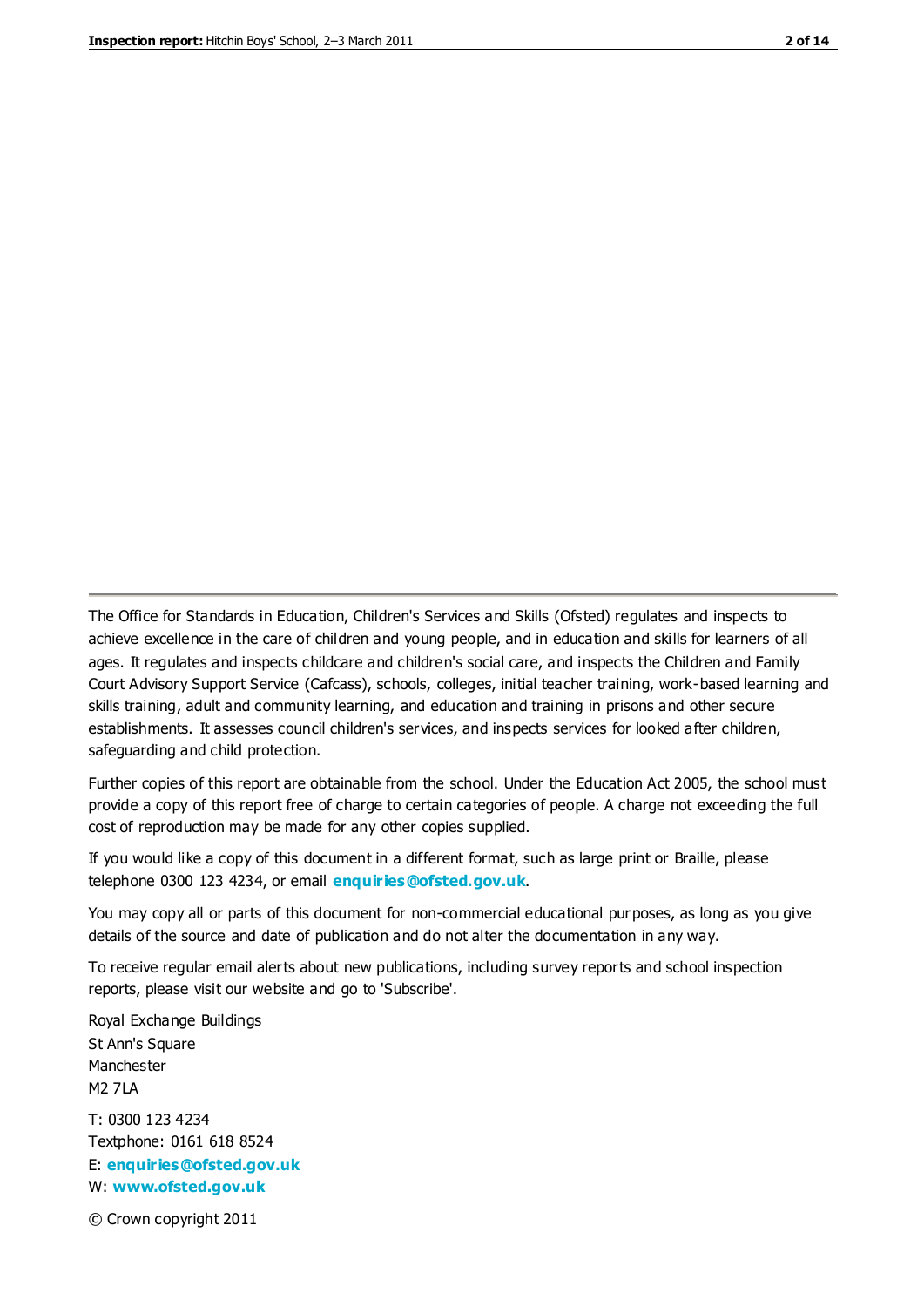The Office for Standards in Education, Children's Services and Skills (Ofsted) regulates and inspects to achieve excellence in the care of children and young people, and in education and skills for learners of all ages. It regulates and inspects childcare and children's social care, and inspects the Children and Family Court Advisory Support Service (Cafcass), schools, colleges, initial teacher training, work-based learning and skills training, adult and community learning, and education and training in prisons and other secure establishments. It assesses council children's services, and inspects services for looked after children, safeguarding and child protection.

Further copies of this report are obtainable from the school. Under the Education Act 2005, the school must provide a copy of this report free of charge to certain categories of people. A charge not exceeding the full cost of reproduction may be made for any other copies supplied.

If you would like a copy of this document in a different format, such as large print or Braille, please telephone 0300 123 4234, or email **enquiries@ofsted.gov.uk**.

You may copy all or parts of this document for non-commercial educational purposes, as long as you give details of the source and date of publication and do not alter the documentation in any way.

To receive regular email alerts about new publications, including survey reports and school inspection reports, please visit our website and go to 'Subscribe'.

Royal Exchange Buildings
St Ann's Square
Manchester
M2 7LA

T: 0300 123 4234
Textphone: 0161 618 8524
E: **enquiries@ofsted.gov.uk**
W: **www.ofsted.gov.uk**

© Crown copyright 2011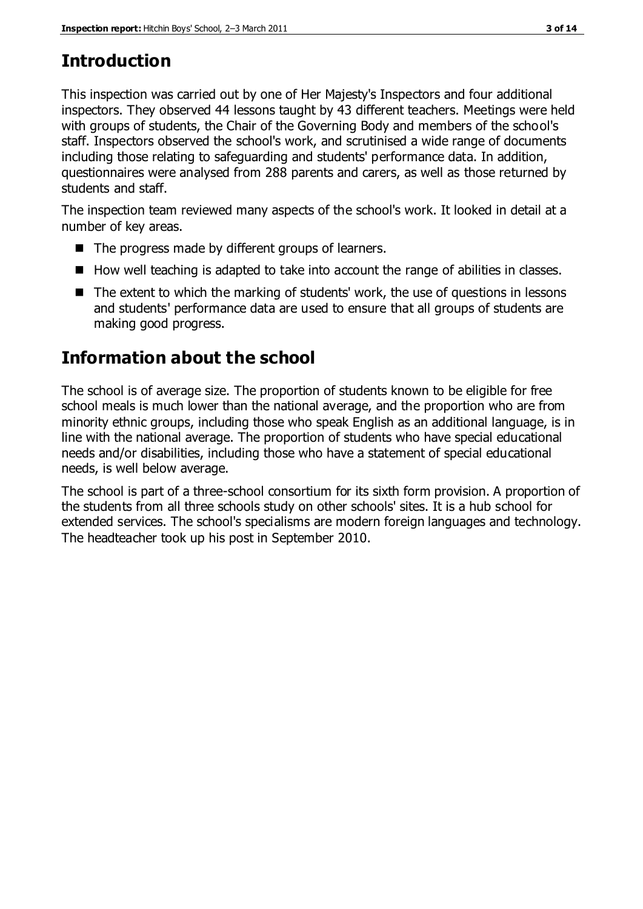## Introduction

This inspection was carried out by one of Her Majesty's Inspectors and four additional inspectors. They observed 44 lessons taught by 43 different teachers. Meetings were held with groups of students, the Chair of the Governing Body and members of the school's staff. Inspectors observed the school's work, and scrutinised a wide range of documents including those relating to safeguarding and students' performance data. In addition, questionnaires were analysed from 288 parents and carers, as well as those returned by students and staff.

The inspection team reviewed many aspects of the school's work. It looked in detail at a number of key areas.

- The progress made by different groups of learners.
- How well teaching is adapted to take into account the range of abilities in classes.
- The extent to which the marking of students' work, the use of questions in lessons and students' performance data are used to ensure that all groups of students are making good progress.

## Information about the school

The school is of average size. The proportion of students known to be eligible for free school meals is much lower than the national average, and the proportion who are from minority ethnic groups, including those who speak English as an additional language, is in line with the national average. The proportion of students who have special educational needs and/or disabilities, including those who have a statement of special educational needs, is well below average.

The school is part of a three-school consortium for its sixth form provision. A proportion of the students from all three schools study on other schools' sites. It is a hub school for extended services. The school's specialisms are modern foreign languages and technology. The headteacher took up his post in September 2010.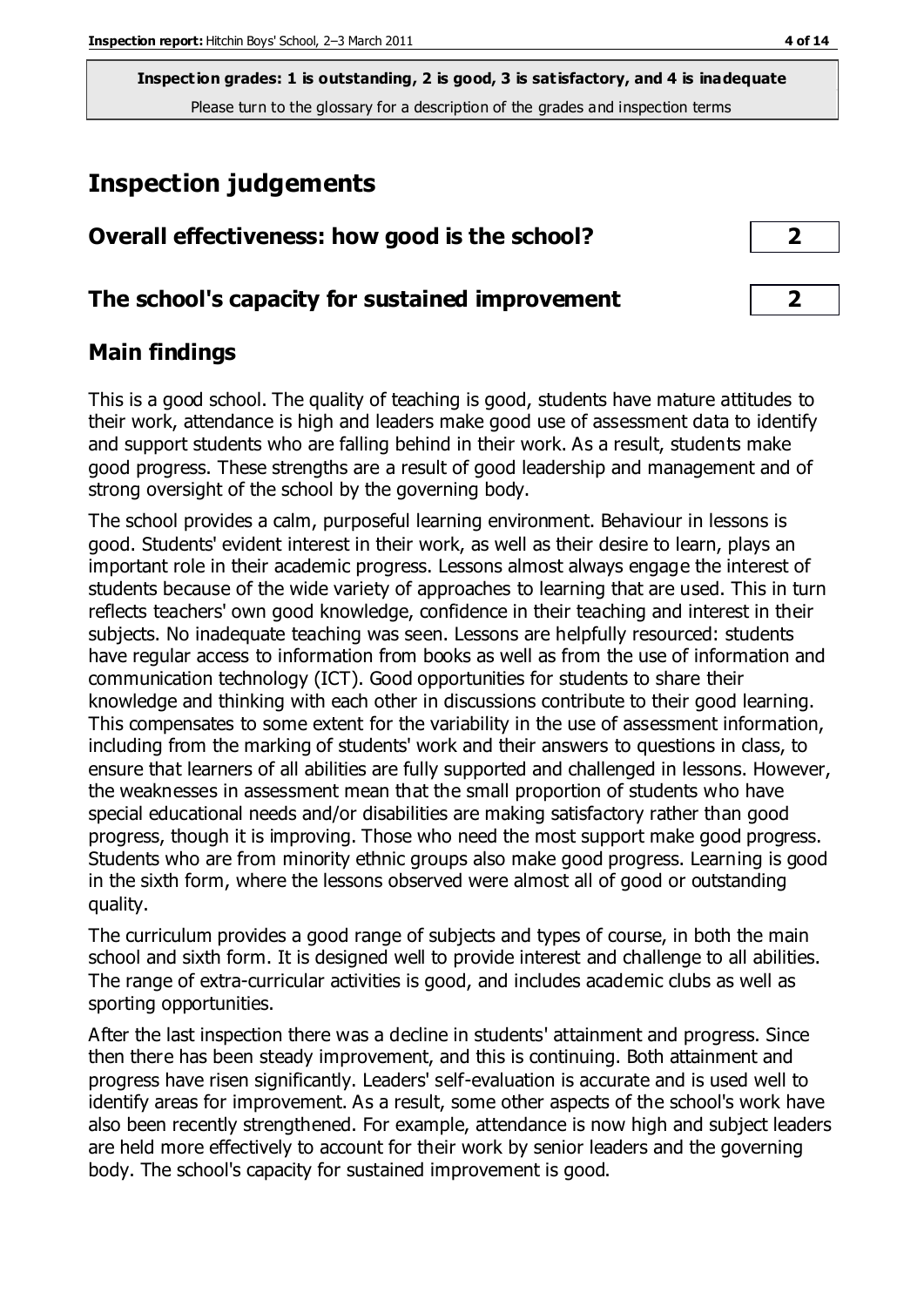**Inspection grades: 1 is outstanding, 2 is good, 3 is satisfactory, and 4 is inadequate**
Please turn to the glossary for a description of the grades and inspection terms

# Inspection judgements

## Overall effectiveness: how good is the school? 2

## The school's capacity for sustained improvement 2

## Main findings

This is a good school. The quality of teaching is good, students have mature attitudes to their work, attendance is high and leaders make good use of assessment data to identify and support students who are falling behind in their work. As a result, students make good progress. These strengths are a result of good leadership and management and of strong oversight of the school by the governing body.

The school provides a calm, purposeful learning environment. Behaviour in lessons is good. Students' evident interest in their work, as well as their desire to learn, plays an important role in their academic progress. Lessons almost always engage the interest of students because of the wide variety of approaches to learning that are used. This in turn reflects teachers' own good knowledge, confidence in their teaching and interest in their subjects. No inadequate teaching was seen. Lessons are helpfully resourced: students have regular access to information from books as well as from the use of information and communication technology (ICT). Good opportunities for students to share their knowledge and thinking with each other in discussions contribute to their good learning. This compensates to some extent for the variability in the use of assessment information, including from the marking of students' work and their answers to questions in class, to ensure that learners of all abilities are fully supported and challenged in lessons. However, the weaknesses in assessment mean that the small proportion of students who have special educational needs and/or disabilities are making satisfactory rather than good progress, though it is improving. Those who need the most support make good progress. Students who are from minority ethnic groups also make good progress. Learning is good in the sixth form, where the lessons observed were almost all of good or outstanding quality.

The curriculum provides a good range of subjects and types of course, in both the main school and sixth form. It is designed well to provide interest and challenge to all abilities. The range of extra-curricular activities is good, and includes academic clubs as well as sporting opportunities.

After the last inspection there was a decline in students' attainment and progress. Since then there has been steady improvement, and this is continuing. Both attainment and progress have risen significantly. Leaders' self-evaluation is accurate and is used well to identify areas for improvement. As a result, some other aspects of the school's work have also been recently strengthened. For example, attendance is now high and subject leaders are held more effectively to account for their work by senior leaders and the governing body. The school's capacity for sustained improvement is good.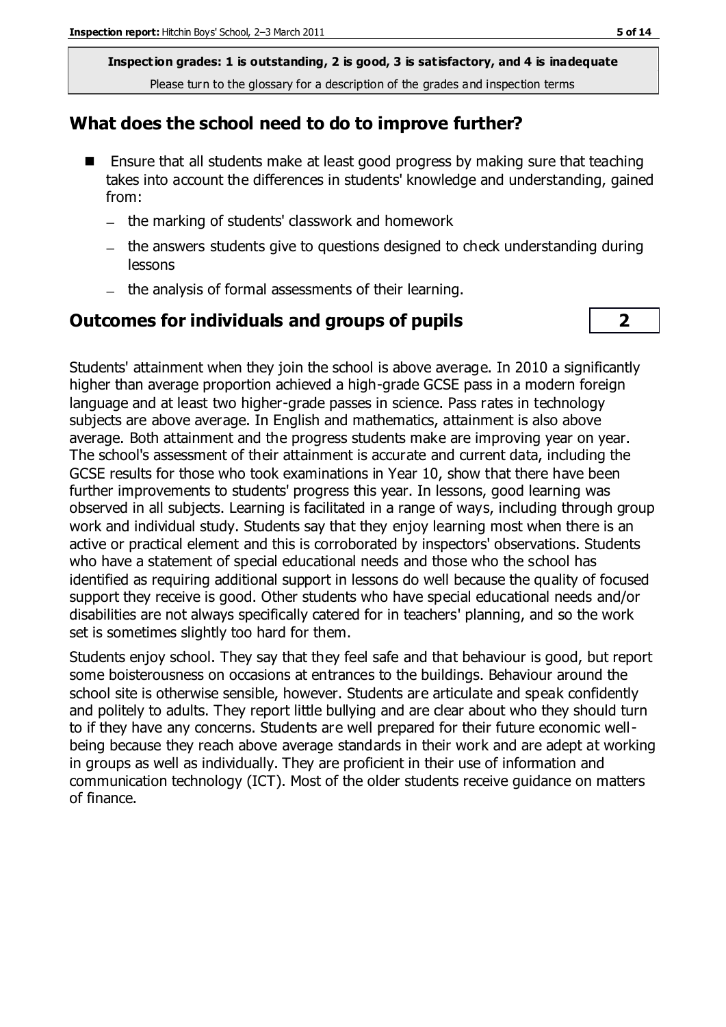**Inspection grades: 1 is outstanding, 2 is good, 3 is satisfactory, and 4 is inadequate**
Please turn to the glossary for a description of the grades and inspection terms

## What does the school need to do to improve further?

- Ensure that all students make at least good progress by making sure that teaching takes into account the differences in students' knowledge and understanding, gained from:
  - the marking of students' classwork and homework
  - the answers students give to questions designed to check understanding during lessons
  - the analysis of formal assessments of their learning.

## Outcomes for individuals and groups of pupils — 2

Students' attainment when they join the school is above average. In 2010 a significantly higher than average proportion achieved a high-grade GCSE pass in a modern foreign language and at least two higher-grade passes in science. Pass rates in technology subjects are above average. In English and mathematics, attainment is also above average. Both attainment and the progress students make are improving year on year. The school's assessment of their attainment is accurate and current data, including the GCSE results for those who took examinations in Year 10, show that there have been further improvements to students' progress this year. In lessons, good learning was observed in all subjects. Learning is facilitated in a range of ways, including through group work and individual study. Students say that they enjoy learning most when there is an active or practical element and this is corroborated by inspectors' observations. Students who have a statement of special educational needs and those who the school has identified as requiring additional support in lessons do well because the quality of focused support they receive is good. Other students who have special educational needs and/or disabilities are not always specifically catered for in teachers' planning, and so the work set is sometimes slightly too hard for them.

Students enjoy school. They say that they feel safe and that behaviour is good, but report some boisterousness on occasions at entrances to the buildings. Behaviour around the school site is otherwise sensible, however. Students are articulate and speak confidently and politely to adults. They report little bullying and are clear about who they should turn to if they have any concerns. Students are well prepared for their future economic well-being because they reach above average standards in their work and are adept at working in groups as well as individually. They are proficient in their use of information and communication technology (ICT). Most of the older students receive guidance on matters of finance.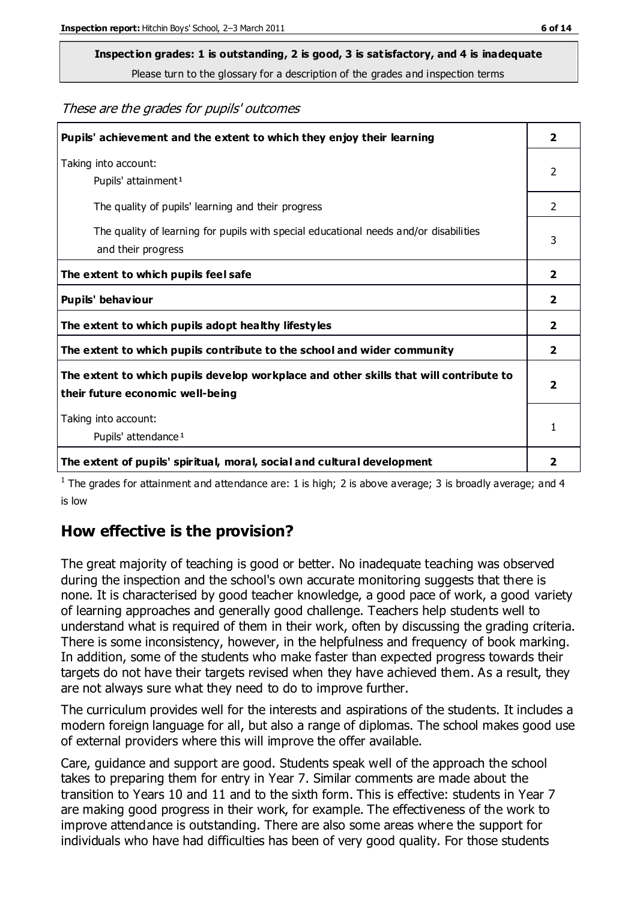**Inspection grades: 1 is outstanding, 2 is good, 3 is satisfactory, and 4 is inadequate**

Please turn to the glossary for a description of the grades and inspection terms

*These are the grades for pupils' outcomes*

| | |
|---|---|
| **Pupils' achievement and the extent to which they enjoy their learning** | **2** |
| Taking into account: Pupils' attainment[1] | 2 |
| The quality of pupils' learning and their progress | 2 |
| The quality of learning for pupils with special educational needs and/or disabilities and their progress | 3 |
| **The extent to which pupils feel safe** | **2** |
| **Pupils' behaviour** | **2** |
| **The extent to which pupils adopt healthy lifestyles** | **2** |
| **The extent to which pupils contribute to the school and wider community** | **2** |
| **The extent to which pupils develop workplace and other skills that will contribute to their future economic well-being** | **2** |
| Taking into account: Pupils' attendance[1] | 1 |
| **The extent of pupils' spiritual, moral, social and cultural development** | **2** |

[1] The grades for attainment and attendance are: 1 is high; 2 is above average; 3 is broadly average; and 4 is low

## How effective is the provision?

The great majority of teaching is good or better. No inadequate teaching was observed during the inspection and the school's own accurate monitoring suggests that there is none. It is characterised by good teacher knowledge, a good pace of work, a good variety of learning approaches and generally good challenge. Teachers help students well to understand what is required of them in their work, often by discussing the grading criteria. There is some inconsistency, however, in the helpfulness and frequency of book marking. In addition, some of the students who make faster than expected progress towards their targets do not have their targets revised when they have achieved them. As a result, they are not always sure what they need to do to improve further.

The curriculum provides well for the interests and aspirations of the students. It includes a modern foreign language for all, but also a range of diplomas. The school makes good use of external providers where this will improve the offer available.

Care, guidance and support are good. Students speak well of the approach the school takes to preparing them for entry in Year 7. Similar comments are made about the transition to Years 10 and 11 and to the sixth form. This is effective: students in Year 7 are making good progress in their work, for example. The effectiveness of the work to improve attendance is outstanding. There are also some areas where the support for individuals who have had difficulties has been of very good quality. For those students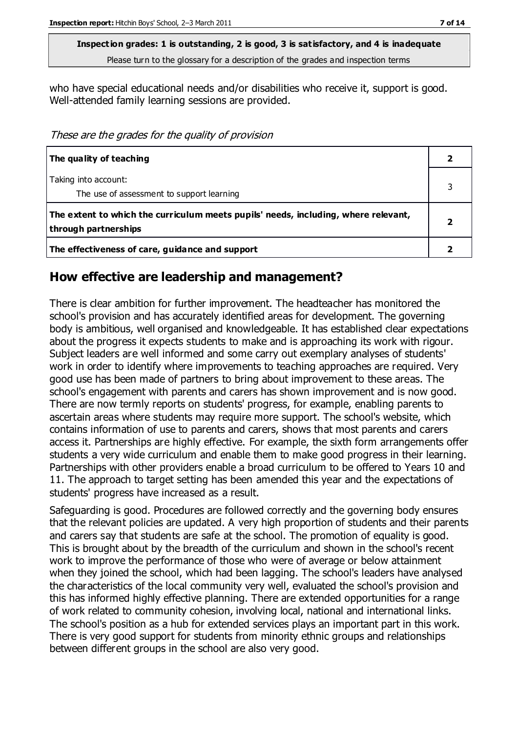**Inspection grades: 1 is outstanding, 2 is good, 3 is satisfactory, and 4 is inadequate**

Please turn to the glossary for a description of the grades and inspection terms

who have special educational needs and/or disabilities who receive it, support is good. Well-attended family learning sessions are provided.

*These are the grades for the quality of provision*

| | |
|---|---|
| **The quality of teaching** | **2** |
| Taking into account:<br>The use of assessment to support learning | 3 |
| **The extent to which the curriculum meets pupils' needs, including, where relevant, through partnerships** | **2** |
| **The effectiveness of care, guidance and support** | **2** |

## How effective are leadership and management?

There is clear ambition for further improvement. The headteacher has monitored the school's provision and has accurately identified areas for development. The governing body is ambitious, well organised and knowledgeable. It has established clear expectations about the progress it expects students to make and is approaching its work with rigour. Subject leaders are well informed and some carry out exemplary analyses of students' work in order to identify where improvements to teaching approaches are required. Very good use has been made of partners to bring about improvement to these areas. The school's engagement with parents and carers has shown improvement and is now good. There are now termly reports on students' progress, for example, enabling parents to ascertain areas where students may require more support. The school's website, which contains information of use to parents and carers, shows that most parents and carers access it. Partnerships are highly effective. For example, the sixth form arrangements offer students a very wide curriculum and enable them to make good progress in their learning. Partnerships with other providers enable a broad curriculum to be offered to Years 10 and 11. The approach to target setting has been amended this year and the expectations of students' progress have increased as a result.

Safeguarding is good. Procedures are followed correctly and the governing body ensures that the relevant policies are updated. A very high proportion of students and their parents and carers say that students are safe at the school. The promotion of equality is good. This is brought about by the breadth of the curriculum and shown in the school's recent work to improve the performance of those who were of average or below attainment when they joined the school, which had been lagging. The school's leaders have analysed the characteristics of the local community very well, evaluated the school's provision and this has informed highly effective planning. There are extended opportunities for a range of work related to community cohesion, involving local, national and international links. The school's position as a hub for extended services plays an important part in this work. There is very good support for students from minority ethnic groups and relationships between different groups in the school are also very good.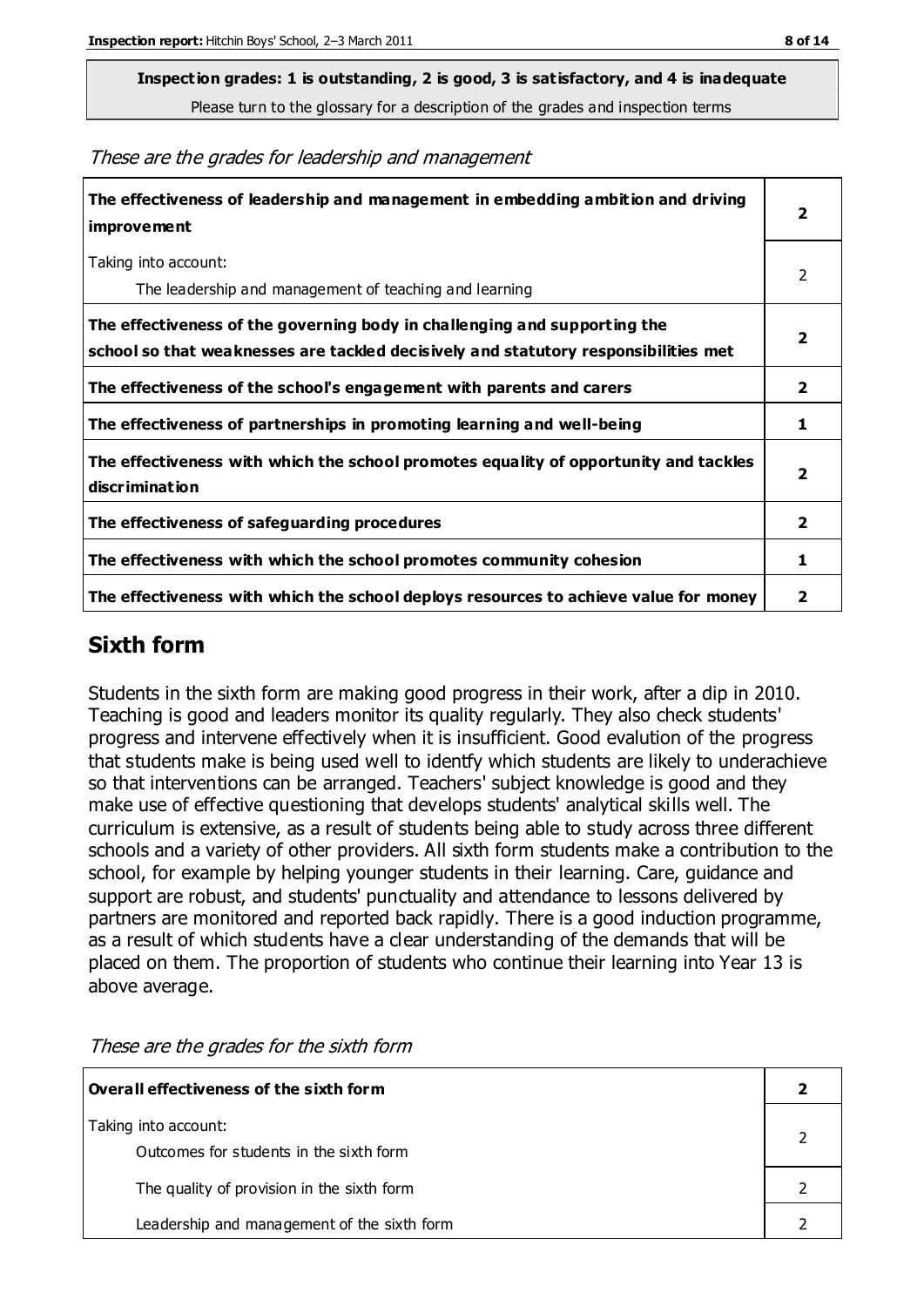**Inspection grades: 1 is outstanding, 2 is good, 3 is satisfactory, and 4 is inadequate**

Please turn to the glossary for a description of the grades and inspection terms

*These are the grades for leadership and management*

| | |
|---|---|
| **The effectiveness of leadership and management in embedding ambition and driving improvement** | **2** |
| Taking into account:<br>The leadership and management of teaching and learning | 2 |
| **The effectiveness of the governing body in challenging and supporting the school so that weaknesses are tackled decisively and statutory responsibilities met** | **2** |
| **The effectiveness of the school's engagement with parents and carers** | **2** |
| **The effectiveness of partnerships in promoting learning and well-being** | **1** |
| **The effectiveness with which the school promotes equality of opportunity and tackles discrimination** | **2** |
| **The effectiveness of safeguarding procedures** | **2** |
| **The effectiveness with which the school promotes community cohesion** | **1** |
| **The effectiveness with which the school deploys resources to achieve value for money** | **2** |

## Sixth form

Students in the sixth form are making good progress in their work, after a dip in 2010. Teaching is good and leaders monitor its quality regularly. They also check students' progress and intervene effectively when it is insufficient. Good evalution of the progress that students make is being used well to identfy which students are likely to underachieve so that interventions can be arranged. Teachers' subject knowledge is good and they make use of effective questioning that develops students' analytical skills well. The curriculum is extensive, as a result of students being able to study across three different schools and a variety of other providers. All sixth form students make a contribution to the school, for example by helping younger students in their learning. Care, guidance and support are robust, and students' punctuality and attendance to lessons delivered by partners are monitored and reported back rapidly. There is a good induction programme, as a result of which students have a clear understanding of the demands that will be placed on them. The proportion of students who continue their learning into Year 13 is above average.

*These are the grades for the sixth form*

| | |
|---|---|
| **Overall effectiveness of the sixth form** | **2** |
| Taking into account:<br>Outcomes for students in the sixth form | 2 |
| The quality of provision in the sixth form | 2 |
| Leadership and management of the sixth form | 2 |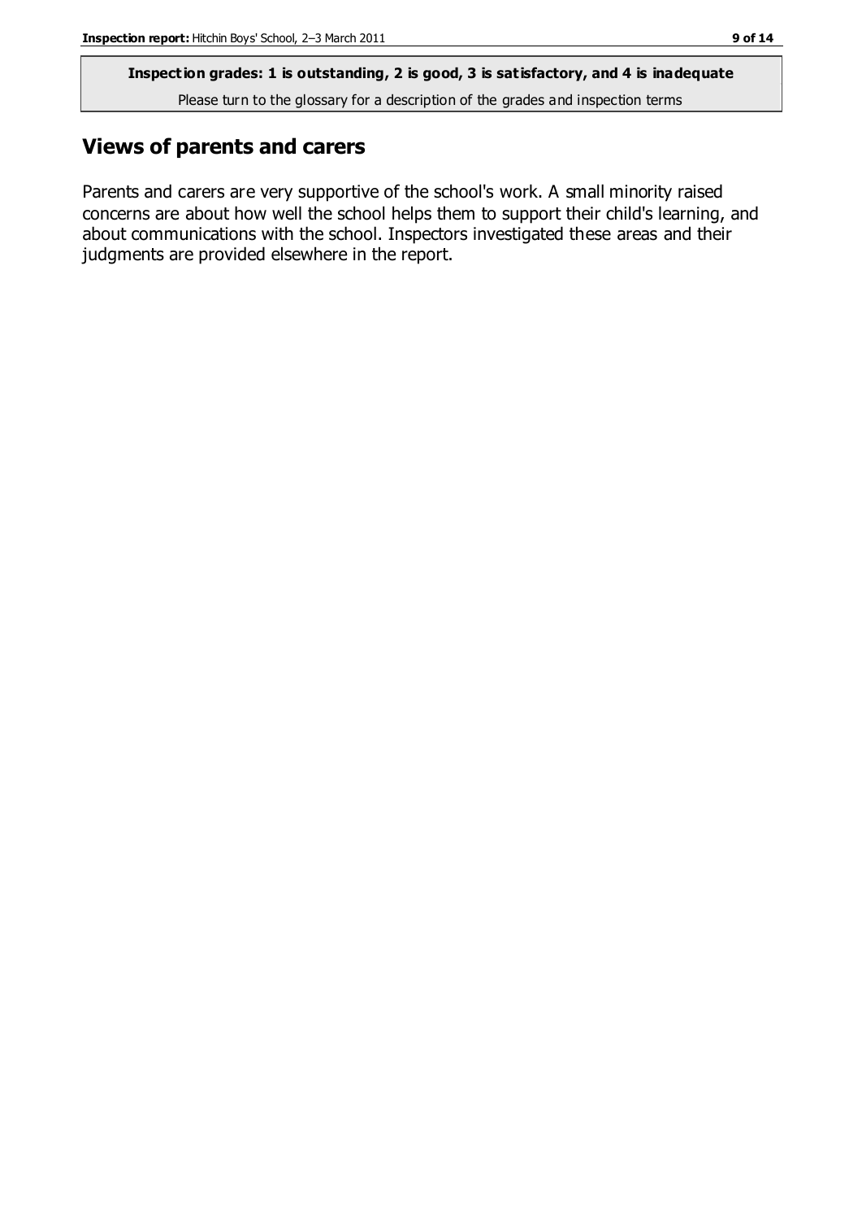**Inspection grades: 1 is outstanding, 2 is good, 3 is satisfactory, and 4 is inadequate**

Please turn to the glossary for a description of the grades and inspection terms

## Views of parents and carers

Parents and carers are very supportive of the school's work. A small minority raised concerns are about how well the school helps them to support their child's learning, and about communications with the school. Inspectors investigated these areas and their judgments are provided elsewhere in the report.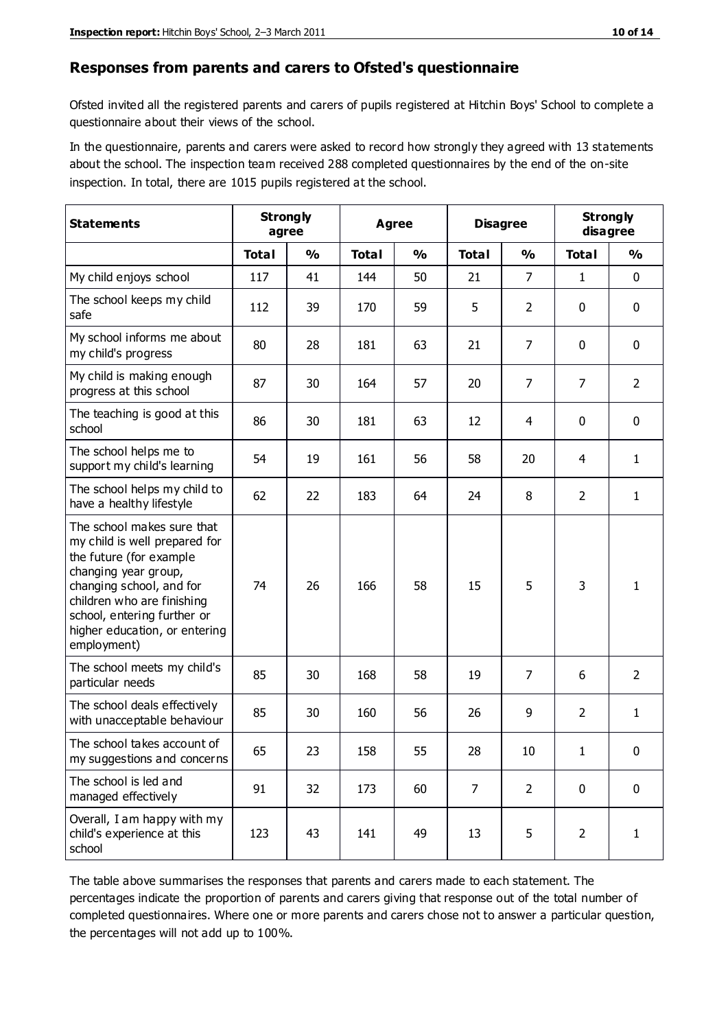## Responses from parents and carers to Ofsted's questionnaire

Ofsted invited all the registered parents and carers of pupils registered at Hitchin Boys' School to complete a questionnaire about their views of the school.

In the questionnaire, parents and carers were asked to record how strongly they agreed with 13 statements about the school. The inspection team received 288 completed questionnaires by the end of the on-site inspection. In total, there are 1015 pupils registered at the school.

| Statements | Strongly agree | | Agree | | Disagree | | Strongly disagree | |
|---|---|---|---|---|---|---|---|---|
| | Total | % | Total | % | Total | % | Total | % |
| My child enjoys school | 117 | 41 | 144 | 50 | 21 | 7 | 1 | 0 |
| The school keeps my child safe | 112 | 39 | 170 | 59 | 5 | 2 | 0 | 0 |
| My school informs me about my child's progress | 80 | 28 | 181 | 63 | 21 | 7 | 0 | 0 |
| My child is making enough progress at this school | 87 | 30 | 164 | 57 | 20 | 7 | 7 | 2 |
| The teaching is good at this school | 86 | 30 | 181 | 63 | 12 | 4 | 0 | 0 |
| The school helps me to support my child's learning | 54 | 19 | 161 | 56 | 58 | 20 | 4 | 1 |
| The school helps my child to have a healthy lifestyle | 62 | 22 | 183 | 64 | 24 | 8 | 2 | 1 |
| The school makes sure that my child is well prepared for the future (for example changing year group, changing school, and for children who are finishing school, entering further or higher education, or entering employment) | 74 | 26 | 166 | 58 | 15 | 5 | 3 | 1 |
| The school meets my child's particular needs | 85 | 30 | 168 | 58 | 19 | 7 | 6 | 2 |
| The school deals effectively with unacceptable behaviour | 85 | 30 | 160 | 56 | 26 | 9 | 2 | 1 |
| The school takes account of my suggestions and concerns | 65 | 23 | 158 | 55 | 28 | 10 | 1 | 0 |
| The school is led and managed effectively | 91 | 32 | 173 | 60 | 7 | 2 | 0 | 0 |
| Overall, I am happy with my child's experience at this school | 123 | 43 | 141 | 49 | 13 | 5 | 2 | 1 |

The table above summarises the responses that parents and carers made to each statement. The percentages indicate the proportion of parents and carers giving that response out of the total number of completed questionnaires. Where one or more parents and carers chose not to answer a particular question, the percentages will not add up to 100%.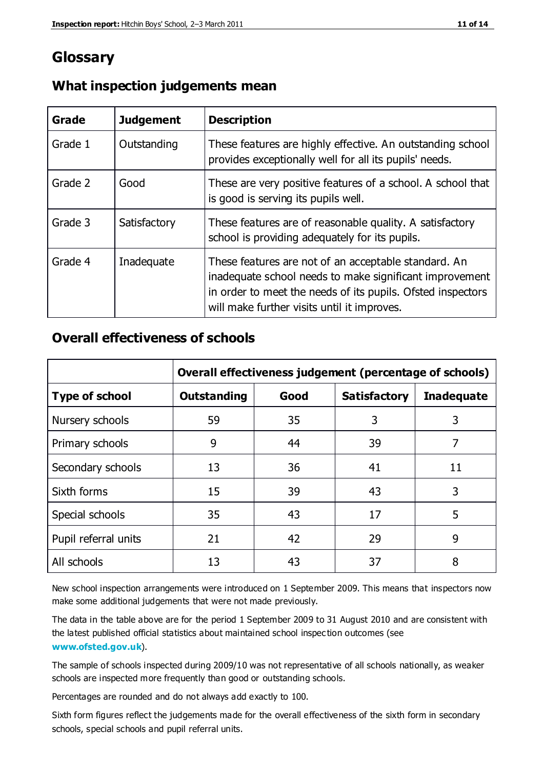# Glossary

## What inspection judgements mean

| Grade | Judgement | Description |
| --- | --- | --- |
| Grade 1 | Outstanding | These features are highly effective. An outstanding school provides exceptionally well for all its pupils' needs. |
| Grade 2 | Good | These are very positive features of a school. A school that is good is serving its pupils well. |
| Grade 3 | Satisfactory | These features are of reasonable quality. A satisfactory school is providing adequately for its pupils. |
| Grade 4 | Inadequate | These features are not of an acceptable standard. An inadequate school needs to make significant improvement in order to meet the needs of its pupils. Ofsted inspectors will make further visits until it improves. |

## Overall effectiveness of schools

| | Overall effectiveness judgement (percentage of schools) | | | |
| --- | --- | --- | --- | --- |
| **Type of school** | **Outstanding** | **Good** | **Satisfactory** | **Inadequate** |
| Nursery schools | 59 | 35 | 3 | 3 |
| Primary schools | 9 | 44 | 39 | 7 |
| Secondary schools | 13 | 36 | 41 | 11 |
| Sixth forms | 15 | 39 | 43 | 3 |
| Special schools | 35 | 43 | 17 | 5 |
| Pupil referral units | 21 | 42 | 29 | 9 |
| All schools | 13 | 43 | 37 | 8 |

New school inspection arrangements were introduced on 1 September 2009. This means that inspectors now make some additional judgements that were not made previously.

The data in the table above are for the period 1 September 2009 to 31 August 2010 and are consistent with the latest published official statistics about maintained school inspection outcomes (see **www.ofsted.gov.uk**).

The sample of schools inspected during 2009/10 was not representative of all schools nationally, as weaker schools are inspected more frequently than good or outstanding schools.

Percentages are rounded and do not always add exactly to 100.

Sixth form figures reflect the judgements made for the overall effectiveness of the sixth form in secondary schools, special schools and pupil referral units.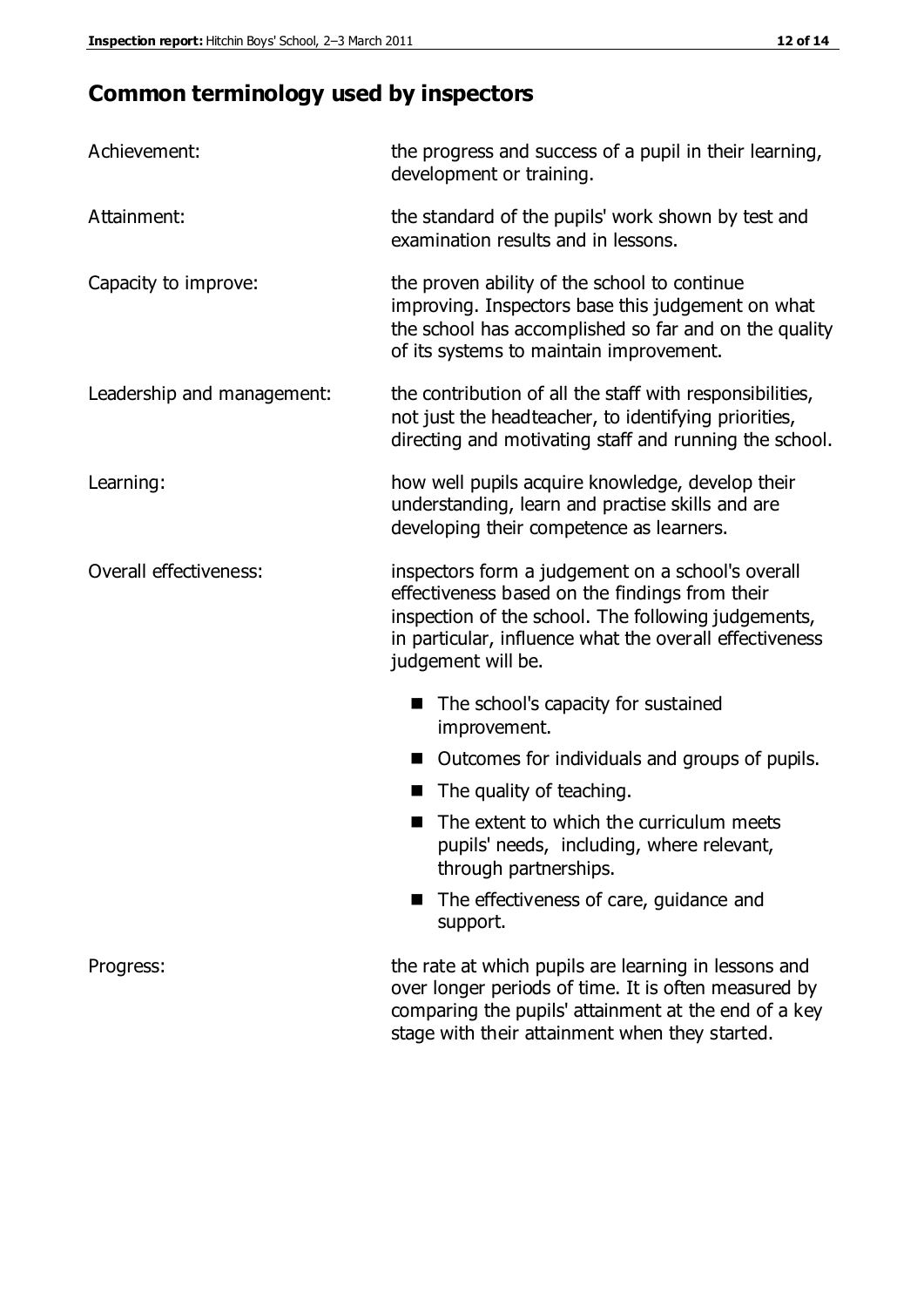## Common terminology used by inspectors

| | |
|---|---|
| Achievement: | the progress and success of a pupil in their learning, development or training. |
| Attainment: | the standard of the pupils' work shown by test and examination results and in lessons. |
| Capacity to improve: | the proven ability of the school to continue improving. Inspectors base this judgement on what the school has accomplished so far and on the quality of its systems to maintain improvement. |
| Leadership and management: | the contribution of all the staff with responsibilities, not just the headteacher, to identifying priorities, directing and motivating staff and running the school. |
| Learning: | how well pupils acquire knowledge, develop their understanding, learn and practise skills and are developing their competence as learners. |
| Overall effectiveness: | inspectors form a judgement on a school's overall effectiveness based on the findings from their inspection of the school. The following judgements, in particular, influence what the overall effectiveness judgement will be. <br> ■ The school's capacity for sustained improvement. <br> ■ Outcomes for individuals and groups of pupils. <br> ■ The quality of teaching. <br> ■ The extent to which the curriculum meets pupils' needs, including, where relevant, through partnerships. <br> ■ The effectiveness of care, guidance and support. |
| Progress: | the rate at which pupils are learning in lessons and over longer periods of time. It is often measured by comparing the pupils' attainment at the end of a key stage with their attainment when they started. |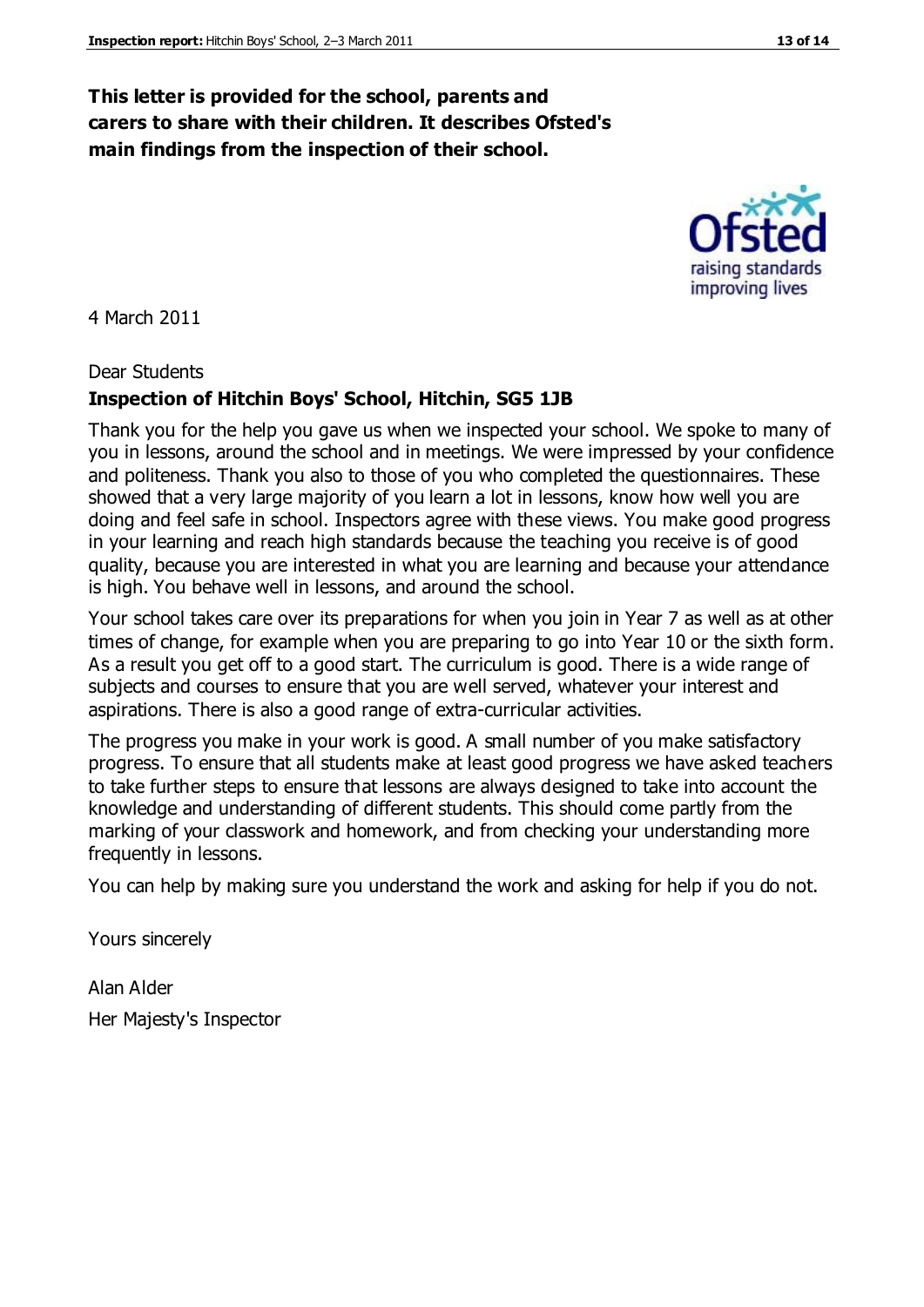**This letter is provided for the school, parents and carers to share with their children. It describes Ofsted's main findings from the inspection of their school.**

4 March 2011

Dear Students

**Inspection of Hitchin Boys' School, Hitchin, SG5 1JB**

Thank you for the help you gave us when we inspected your school. We spoke to many of you in lessons, around the school and in meetings. We were impressed by your confidence and politeness. Thank you also to those of you who completed the questionnaires. These showed that a very large majority of you learn a lot in lessons, know how well you are doing and feel safe in school. Inspectors agree with these views. You make good progress in your learning and reach high standards because the teaching you receive is of good quality, because you are interested in what you are learning and because your attendance is high. You behave well in lessons, and around the school.

Your school takes care over its preparations for when you join in Year 7 as well as at other times of change, for example when you are preparing to go into Year 10 or the sixth form. As a result you get off to a good start. The curriculum is good. There is a wide range of subjects and courses to ensure that you are well served, whatever your interest and aspirations. There is also a good range of extra-curricular activities.

The progress you make in your work is good. A small number of you make satisfactory progress. To ensure that all students make at least good progress we have asked teachers to take further steps to ensure that lessons are always designed to take into account the knowledge and understanding of different students. This should come partly from the marking of your classwork and homework, and from checking your understanding more frequently in lessons.

You can help by making sure you understand the work and asking for help if you do not.

Yours sincerely

Alan Alder

Her Majesty's Inspector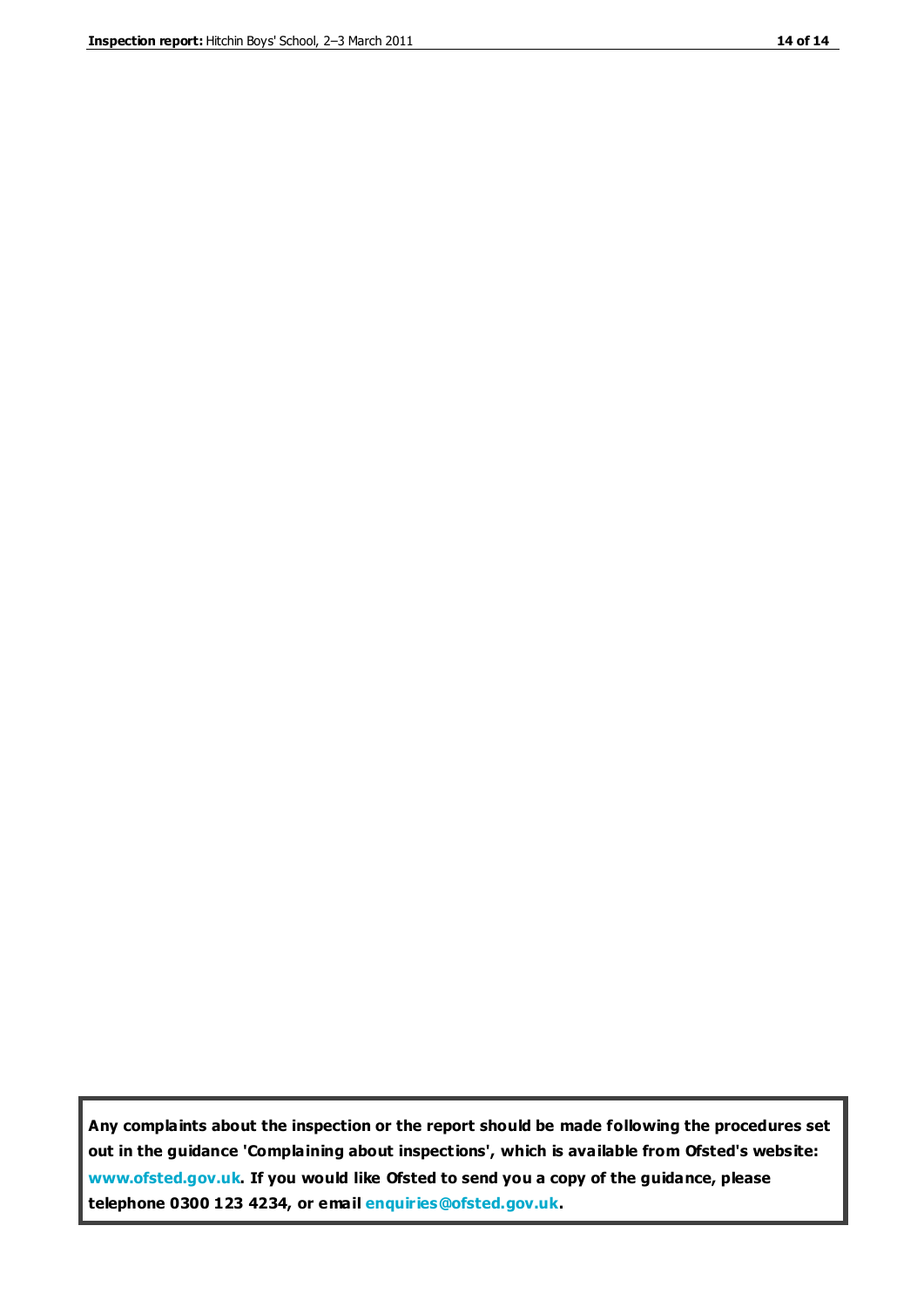**Any complaints about the inspection or the report should be made following the procedures set out in the guidance 'Complaining about inspections', which is available from Ofsted's website: www.ofsted.gov.uk. If you would like Ofsted to send you a copy of the guidance, please telephone 0300 123 4234, or email enquiries@ofsted.gov.uk.**